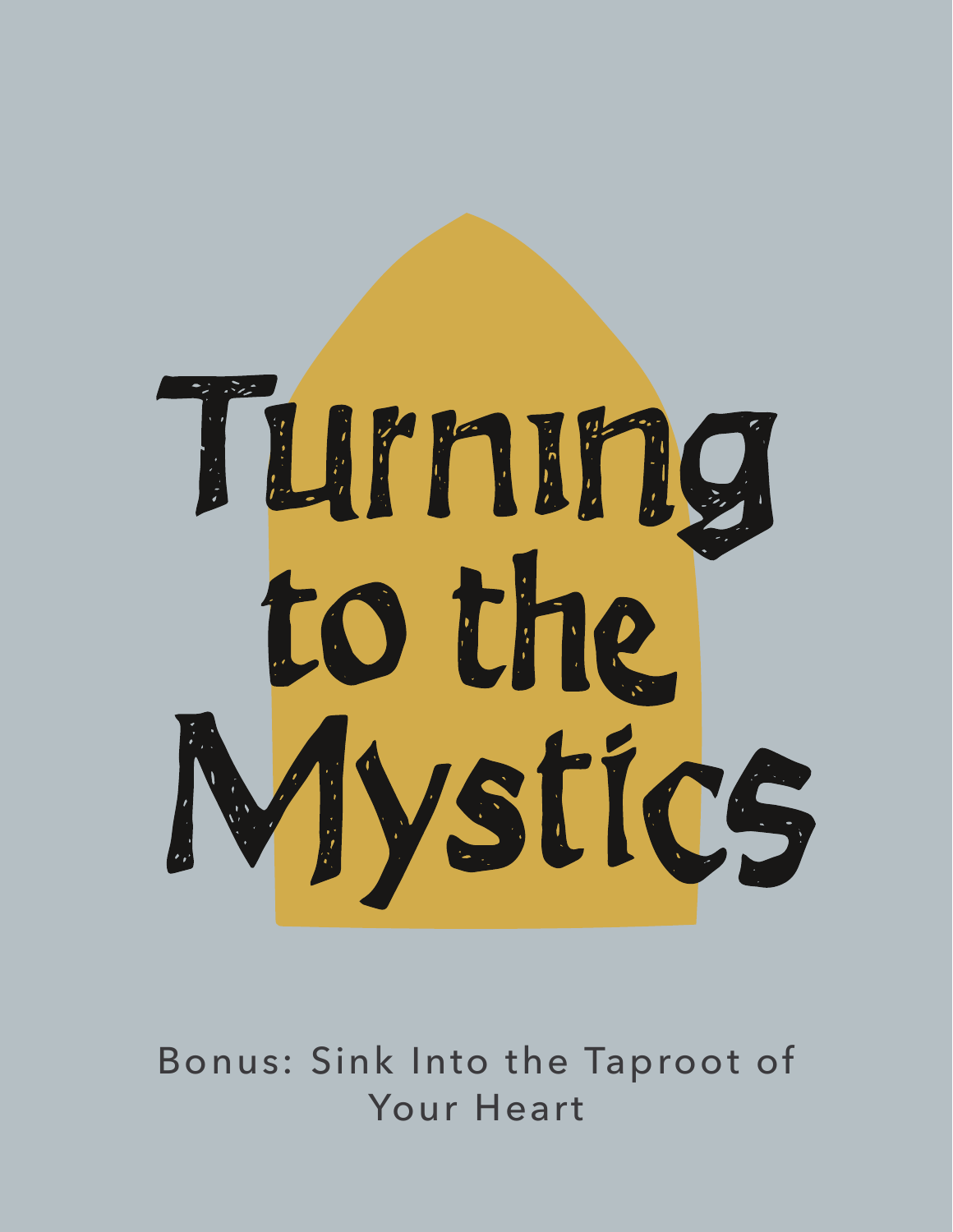# Turning to the Mystics

Bonus: Sink Into the Taproot of Your Heart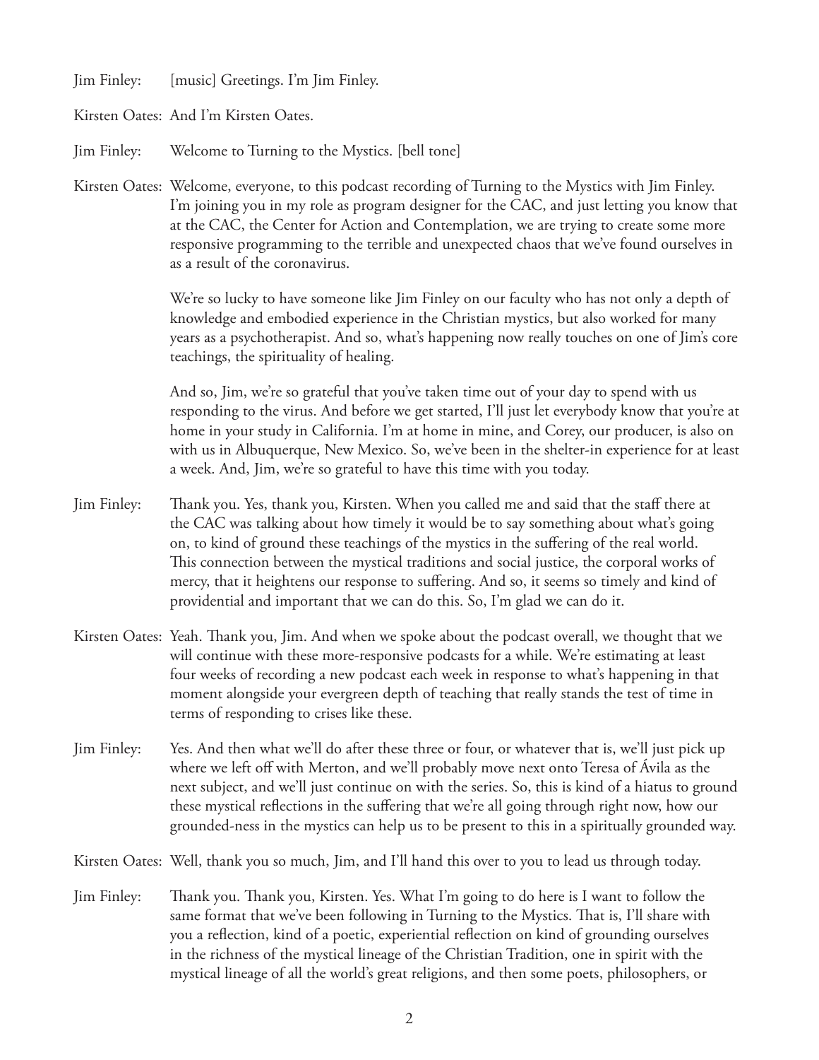Jim Finley: [music] Greetings. I'm Jim Finley.

Kirsten Oates: And I'm Kirsten Oates.

Jim Finley: Welcome to Turning to the Mystics. [bell tone]

Kirsten Oates: Welcome, everyone, to this podcast recording of Turning to the Mystics with Jim Finley. I'm joining you in my role as program designer for the CAC, and just letting you know that at the CAC, the Center for Action and Contemplation, we are trying to create some more responsive programming to the terrible and unexpected chaos that we've found ourselves in as a result of the coronavirus.

We're so lucky to have someone like Jim Finley on our faculty who has not only a depth of knowledge and embodied experience in the Christian mystics, but also worked for many years as a psychotherapist. And so, what's happening now really touches on one of Jim's core teachings, the spirituality of healing.

And so, Jim, we're so grateful that you've taken time out of your day to spend with us responding to the virus. And before we get started, I'll just let everybody know that you're at home in your study in California. I'm at home in mine, and Corey, our producer, is also on with us in Albuquerque, New Mexico. So, we've been in the shelter-in experience for at least a week. And, Jim, we're so grateful to have this time with you today.

Jim Finley: Thank you. Yes, thank you, Kirsten. When you called me and said that the staff there at the CAC was talking about how timely it would be to say something about what's going on, to kind of ground these teachings of the mystics in the suffering of the real world. This connection between the mystical traditions and social justice, the corporal works of mercy, that it heightens our response to suffering. And so, it seems so timely and kind of providential and important that we can do this. So, I'm glad we can do it.

Kirsten Oates: Yeah. Thank you, Jim. And when we spoke about the podcast overall, we thought that we will continue with these more-responsive podcasts for a while. We're estimating at least four weeks of recording a new podcast each week in response to what's happening in that moment alongside your evergreen depth of teaching that really stands the test of time in terms of responding to crises like these.

Jim Finley: Yes. And then what we'll do after these three or four, or whatever that is, we'll just pick up where we left off with Merton, and we'll probably move next onto Teresa of Ávila as the next subject, and we'll just continue on with the series. So, this is kind of a hiatus to ground these mystical reflections in the suffering that we're all going through right now, how our grounded-ness in the mystics can help us to be present to this in a spiritually grounded way.

Kirsten Oates: Well, thank you so much, Jim, and I'll hand this over to you to lead us through today.

Jim Finley: Thank you. Thank you, Kirsten. Yes. What I'm going to do here is I want to follow the same format that we've been following in Turning to the Mystics. That is, I'll share with you a reflection, kind of a poetic, experiential reflection on kind of grounding ourselves in the richness of the mystical lineage of the Christian Tradition, one in spirit with the mystical lineage of all the world's great religions, and then some poets, philosophers, or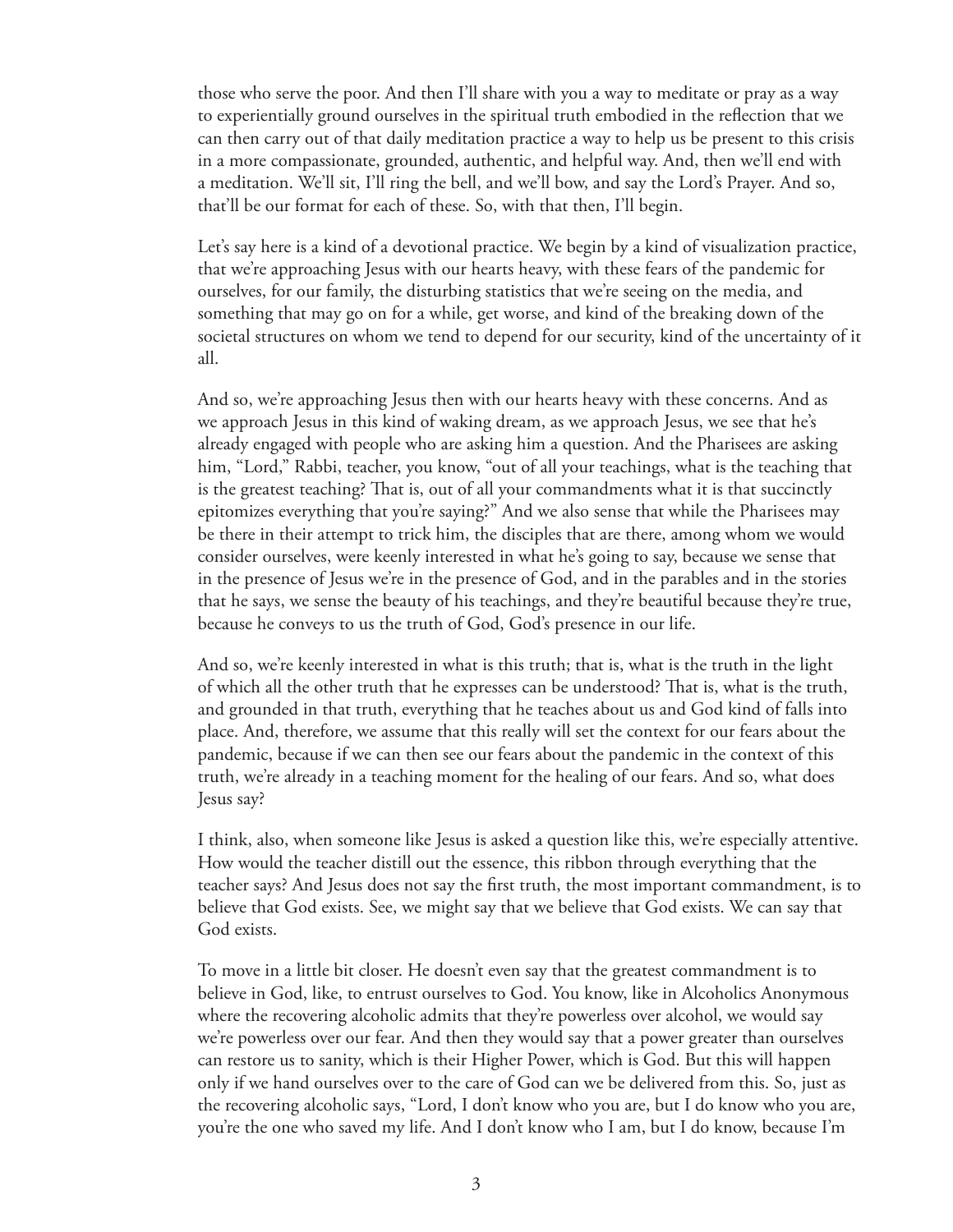those who serve the poor. And then I'll share with you a way to meditate or pray as a way to experientially ground ourselves in the spiritual truth embodied in the reflection that we can then carry out of that daily meditation practice a way to help us be present to this crisis in a more compassionate, grounded, authentic, and helpful way. And, then we'll end with a meditation. We'll sit, I'll ring the bell, and we'll bow, and say the Lord's Prayer. And so, that'll be our format for each of these. So, with that then, I'll begin.

Let's say here is a kind of a devotional practice. We begin by a kind of visualization practice, that we're approaching Jesus with our hearts heavy, with these fears of the pandemic for ourselves, for our family, the disturbing statistics that we're seeing on the media, and something that may go on for a while, get worse, and kind of the breaking down of the societal structures on whom we tend to depend for our security, kind of the uncertainty of it all.

And so, we're approaching Jesus then with our hearts heavy with these concerns. And as we approach Jesus in this kind of waking dream, as we approach Jesus, we see that he's already engaged with people who are asking him a question. And the Pharisees are asking him, "Lord," Rabbi, teacher, you know, "out of all your teachings, what is the teaching that is the greatest teaching? That is, out of all your commandments what it is that succinctly epitomizes everything that you're saying?" And we also sense that while the Pharisees may be there in their attempt to trick him, the disciples that are there, among whom we would consider ourselves, were keenly interested in what he's going to say, because we sense that in the presence of Jesus we're in the presence of God, and in the parables and in the stories that he says, we sense the beauty of his teachings, and they're beautiful because they're true, because he conveys to us the truth of God, God's presence in our life.

And so, we're keenly interested in what is this truth; that is, what is the truth in the light of which all the other truth that he expresses can be understood? That is, what is the truth, and grounded in that truth, everything that he teaches about us and God kind of falls into place. And, therefore, we assume that this really will set the context for our fears about the pandemic, because if we can then see our fears about the pandemic in the context of this truth, we're already in a teaching moment for the healing of our fears. And so, what does Jesus say?

I think, also, when someone like Jesus is asked a question like this, we're especially attentive. How would the teacher distill out the essence, this ribbon through everything that the teacher says? And Jesus does not say the first truth, the most important commandment, is to believe that God exists. See, we might say that we believe that God exists. We can say that God exists.

To move in a little bit closer. He doesn't even say that the greatest commandment is to believe in God, like, to entrust ourselves to God. You know, like in Alcoholics Anonymous where the recovering alcoholic admits that they're powerless over alcohol, we would say we're powerless over our fear. And then they would say that a power greater than ourselves can restore us to sanity, which is their Higher Power, which is God. But this will happen only if we hand ourselves over to the care of God can we be delivered from this. So, just as the recovering alcoholic says, "Lord, I don't know who you are, but I do know who you are, you're the one who saved my life. And I don't know who I am, but I do know, because I'm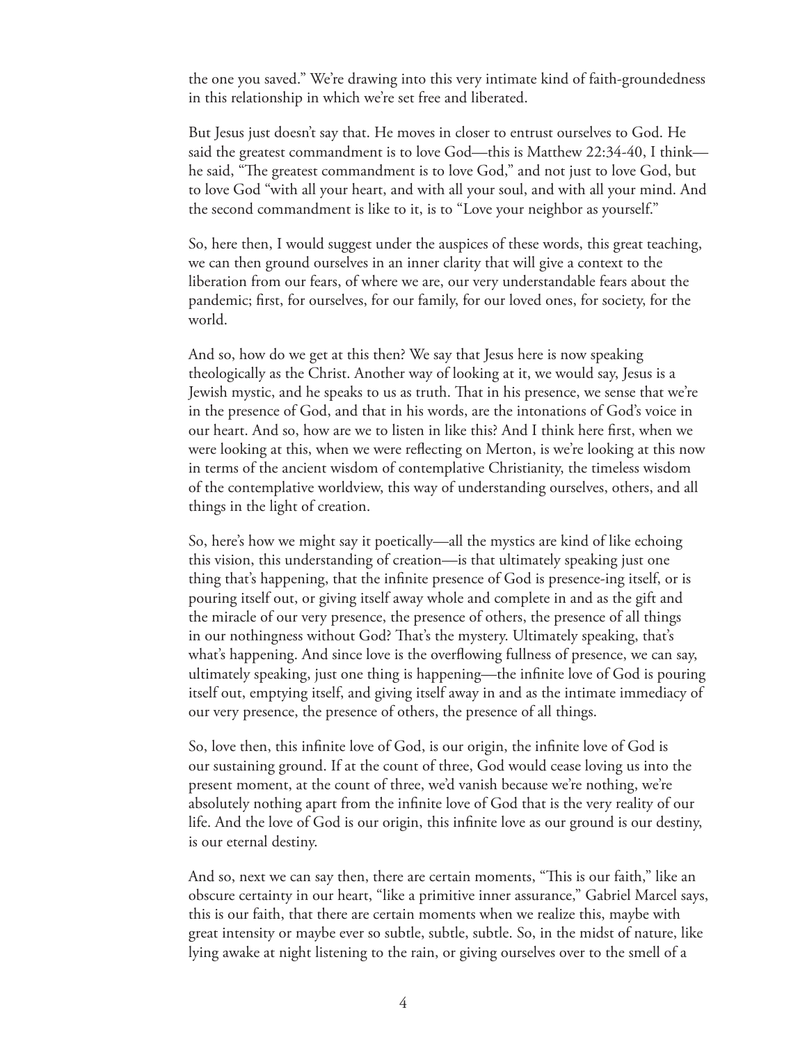the one you saved." We're drawing into this very intimate kind of faith-groundedness in this relationship in which we're set free and liberated.

But Jesus just doesn't say that. He moves in closer to entrust ourselves to God. He said the greatest commandment is to love God—this is Matthew 22:34-40, I think—he said, "The greatest commandment is to love God," and not just to love God, but to love God "with all your heart, and with all your soul, and with all your mind. And the second commandment is like to it, is to "Love your neighbor as yourself."

So, here then, I would suggest under the auspices of these words, this great teaching, we can then ground ourselves in an inner clarity that will give a context to the liberation from our fears, of where we are, our very understandable fears about the pandemic; first, for ourselves, for our family, for our loved ones, for society, for the world.

And so, how do we get at this then? We say that Jesus here is now speaking theologically as the Christ. Another way of looking at it, we would say, Jesus is a Jewish mystic, and he speaks to us as truth. That in his presence, we sense that we're in the presence of God, and that in his words, are the intonations of God's voice in our heart. And so, how are we to listen in like this? And I think here first, when we were looking at this, when we were reflecting on Merton, is we're looking at this now in terms of the ancient wisdom of contemplative Christianity, the timeless wisdom of the contemplative worldview, this way of understanding ourselves, others, and all things in the light of creation.

So, here's how we might say it poetically—all the mystics are kind of like echoing this vision, this understanding of creation—is that ultimately speaking just one thing that's happening, that the infinite presence of God is presence-ing itself, or is pouring itself out, or giving itself away whole and complete in and as the gift and the miracle of our very presence, the presence of others, the presence of all things in our nothingness without God? That's the mystery. Ultimately speaking, that's what's happening. And since love is the overflowing fullness of presence, we can say, ultimately speaking, just one thing is happening—the infinite love of God is pouring itself out, emptying itself, and giving itself away in and as the intimate immediacy of our very presence, the presence of others, the presence of all things.

So, love then, this infinite love of God, is our origin, the infinite love of God is our sustaining ground. If at the count of three, God would cease loving us into the present moment, at the count of three, we'd vanish because we're nothing, we're absolutely nothing apart from the infinite love of God that is the very reality of our life. And the love of God is our origin, this infinite love as our ground is our destiny, is our eternal destiny.

And so, next we can say then, there are certain moments, "This is our faith," like an obscure certainty in our heart, "like a primitive inner assurance," Gabriel Marcel says, this is our faith, that there are certain moments when we realize this, maybe with great intensity or maybe ever so subtle, subtle, subtle. So, in the midst of nature, like lying awake at night listening to the rain, or giving ourselves over to the smell of a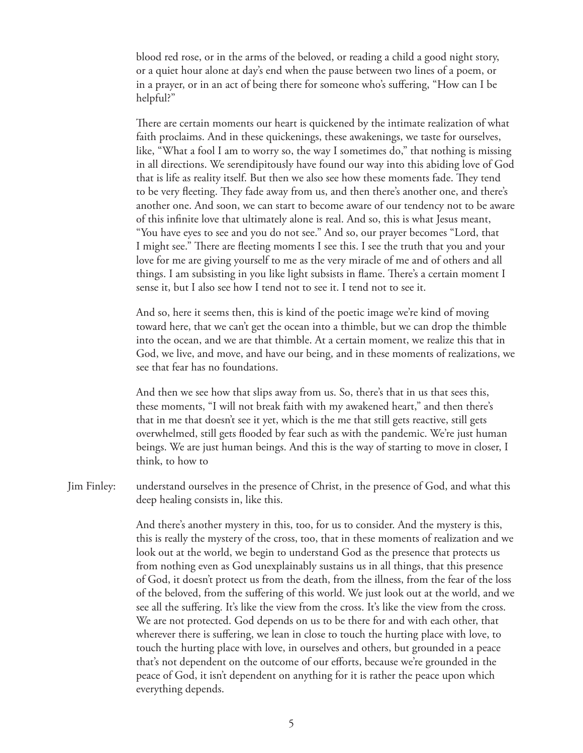blood red rose, or in the arms of the beloved, or reading a child a good night story, or a quiet hour alone at day's end when the pause between two lines of a poem, or in a prayer, or in an act of being there for someone who's suffering, "How can I be helpful?"

There are certain moments our heart is quickened by the intimate realization of what faith proclaims. And in these quickenings, these awakenings, we taste for ourselves, like, "What a fool I am to worry so, the way I sometimes do," that nothing is missing in all directions. We serendipitously have found our way into this abiding love of God that is life as reality itself. But then we also see how these moments fade. They tend to be very fleeting. They fade away from us, and then there's another one, and there's another one. And soon, we can start to become aware of our tendency not to be aware of this infinite love that ultimately alone is real. And so, this is what Jesus meant, "You have eyes to see and you do not see." And so, our prayer becomes "Lord, that I might see." There are fleeting moments I see this. I see the truth that you and your love for me are giving yourself to me as the very miracle of me and of others and all things. I am subsisting in you like light subsists in flame. There's a certain moment I sense it, but I also see how I tend not to see it. I tend not to see it.

And so, here it seems then, this is kind of the poetic image we're kind of moving toward here, that we can't get the ocean into a thimble, but we can drop the thimble into the ocean, and we are that thimble. At a certain moment, we realize this that in God, we live, and move, and have our being, and in these moments of realizations, we see that fear has no foundations.

And then we see how that slips away from us. So, there's that in us that sees this, these moments, "I will not break faith with my awakened heart," and then there's that in me that doesn't see it yet, which is the me that still gets reactive, still gets overwhelmed, still gets flooded by fear such as with the pandemic. We're just human beings. We are just human beings. And this is the way of starting to move in closer, I think, to how to

Jim Finley: understand ourselves in the presence of Christ, in the presence of God, and what this deep healing consists in, like this.

And there's another mystery in this, too, for us to consider. And the mystery is this, this is really the mystery of the cross, too, that in these moments of realization and we look out at the world, we begin to understand God as the presence that protects us from nothing even as God unexplainably sustains us in all things, that this presence of God, it doesn't protect us from the death, from the illness, from the fear of the loss of the beloved, from the suffering of this world. We just look out at the world, and we see all the suffering. It's like the view from the cross. It's like the view from the cross. We are not protected. God depends on us to be there for and with each other, that wherever there is suffering, we lean in close to touch the hurting place with love, to touch the hurting place with love, in ourselves and others, but grounded in a peace that's not dependent on the outcome of our efforts, because we're grounded in the peace of God, it isn't dependent on anything for it is rather the peace upon which everything depends.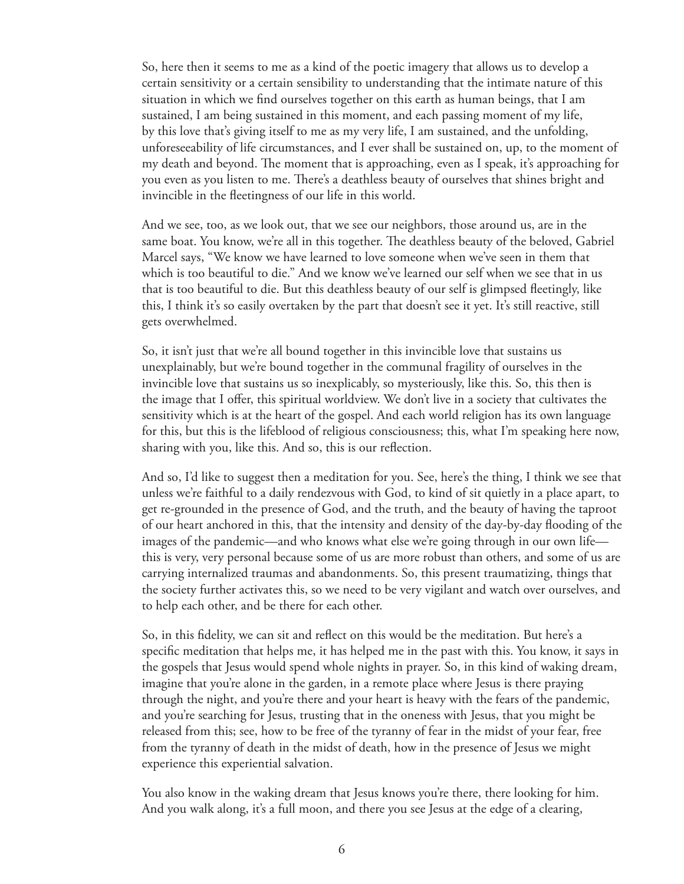So, here then it seems to me as a kind of the poetic imagery that allows us to develop a certain sensitivity or a certain sensibility to understanding that the intimate nature of this situation in which we find ourselves together on this earth as human beings, that I am sustained, I am being sustained in this moment, and each passing moment of my life, by this love that's giving itself to me as my very life, I am sustained, and the unfolding, unforeseeability of life circumstances, and I ever shall be sustained on, up, to the moment of my death and beyond. The moment that is approaching, even as I speak, it's approaching for you even as you listen to me. There's a deathless beauty of ourselves that shines bright and invincible in the fleetingness of our life in this world.

And we see, too, as we look out, that we see our neighbors, those around us, are in the same boat. You know, we're all in this together. The deathless beauty of the beloved, Gabriel Marcel says, "We know we have learned to love someone when we've seen in them that which is too beautiful to die." And we know we've learned our self when we see that in us that is too beautiful to die. But this deathless beauty of our self is glimpsed fleetingly, like this, I think it's so easily overtaken by the part that doesn't see it yet. It's still reactive, still gets overwhelmed.

So, it isn't just that we're all bound together in this invincible love that sustains us unexplainably, but we're bound together in the communal fragility of ourselves in the invincible love that sustains us so inexplicably, so mysteriously, like this. So, this then is the image that I offer, this spiritual worldview. We don't live in a society that cultivates the sensitivity which is at the heart of the gospel. And each world religion has its own language for this, but this is the lifeblood of religious consciousness; this, what I'm speaking here now, sharing with you, like this. And so, this is our reflection.

And so, I'd like to suggest then a meditation for you. See, here's the thing, I think we see that unless we're faithful to a daily rendezvous with God, to kind of sit quietly in a place apart, to get re-grounded in the presence of God, and the truth, and the beauty of having the taproot of our heart anchored in this, that the intensity and density of the day-by-day flooding of the images of the pandemic—and who knows what else we're going through in our own life—this is very, very personal because some of us are more robust than others, and some of us are carrying internalized traumas and abandonments. So, this present traumatizing, things that the society further activates this, so we need to be very vigilant and watch over ourselves, and to help each other, and be there for each other.

So, in this fidelity, we can sit and reflect on this would be the meditation. But here's a specific meditation that helps me, it has helped me in the past with this. You know, it says in the gospels that Jesus would spend whole nights in prayer. So, in this kind of waking dream, imagine that you're alone in the garden, in a remote place where Jesus is there praying through the night, and you're there and your heart is heavy with the fears of the pandemic, and you're searching for Jesus, trusting that in the oneness with Jesus, that you might be released from this; see, how to be free of the tyranny of fear in the midst of your fear, free from the tyranny of death in the midst of death, how in the presence of Jesus we might experience this experiential salvation.

You also know in the waking dream that Jesus knows you're there, there looking for him. And you walk along, it's a full moon, and there you see Jesus at the edge of a clearing,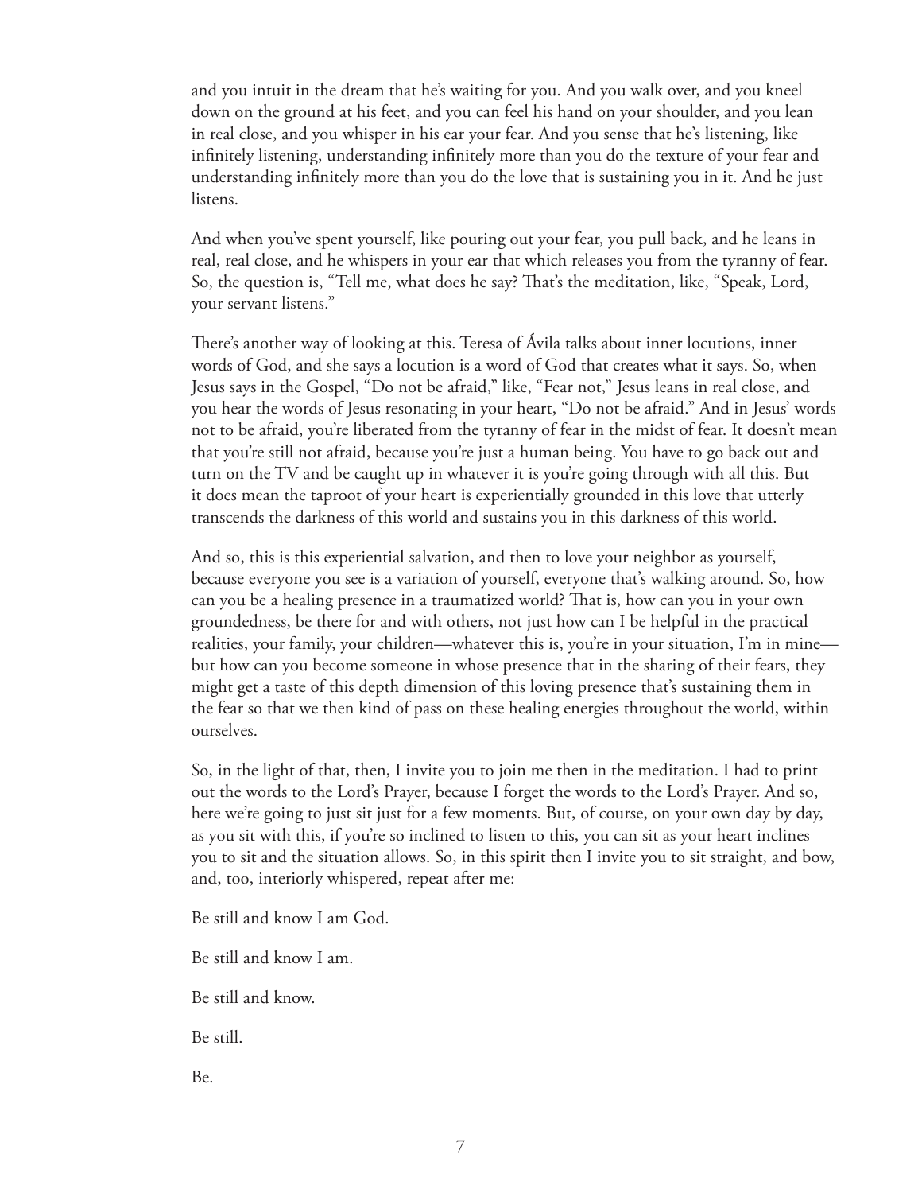and you intuit in the dream that he's waiting for you. And you walk over, and you kneel down on the ground at his feet, and you can feel his hand on your shoulder, and you lean in real close, and you whisper in his ear your fear. And you sense that he's listening, like infinitely listening, understanding infinitely more than you do the texture of your fear and understanding infinitely more than you do the love that is sustaining you in it. And he just listens.

And when you've spent yourself, like pouring out your fear, you pull back, and he leans in real, real close, and he whispers in your ear that which releases you from the tyranny of fear. So, the question is, "Tell me, what does he say? That's the meditation, like, "Speak, Lord, your servant listens."

There's another way of looking at this. Teresa of Ávila talks about inner locutions, inner words of God, and she says a locution is a word of God that creates what it says. So, when Jesus says in the Gospel, "Do not be afraid," like, "Fear not," Jesus leans in real close, and you hear the words of Jesus resonating in your heart, "Do not be afraid." And in Jesus' words not to be afraid, you're liberated from the tyranny of fear in the midst of fear. It doesn't mean that you're still not afraid, because you're just a human being. You have to go back out and turn on the TV and be caught up in whatever it is you're going through with all this. But it does mean the taproot of your heart is experientially grounded in this love that utterly transcends the darkness of this world and sustains you in this darkness of this world.

And so, this is this experiential salvation, and then to love your neighbor as yourself, because everyone you see is a variation of yourself, everyone that's walking around. So, how can you be a healing presence in a traumatized world? That is, how can you in your own groundedness, be there for and with others, not just how can I be helpful in the practical realities, your family, your children—whatever this is, you're in your situation, I'm in mine—but how can you become someone in whose presence that in the sharing of their fears, they might get a taste of this depth dimension of this loving presence that's sustaining them in the fear so that we then kind of pass on these healing energies throughout the world, within ourselves.

So, in the light of that, then, I invite you to join me then in the meditation. I had to print out the words to the Lord's Prayer, because I forget the words to the Lord's Prayer. And so, here we're going to just sit just for a few moments. But, of course, on your own day by day, as you sit with this, if you're so inclined to listen to this, you can sit as your heart inclines you to sit and the situation allows. So, in this spirit then I invite you to sit straight, and bow, and, too, interiorly whispered, repeat after me:

Be still and know I am God.

Be still and know I am.

Be still and know.

Be still.

Be.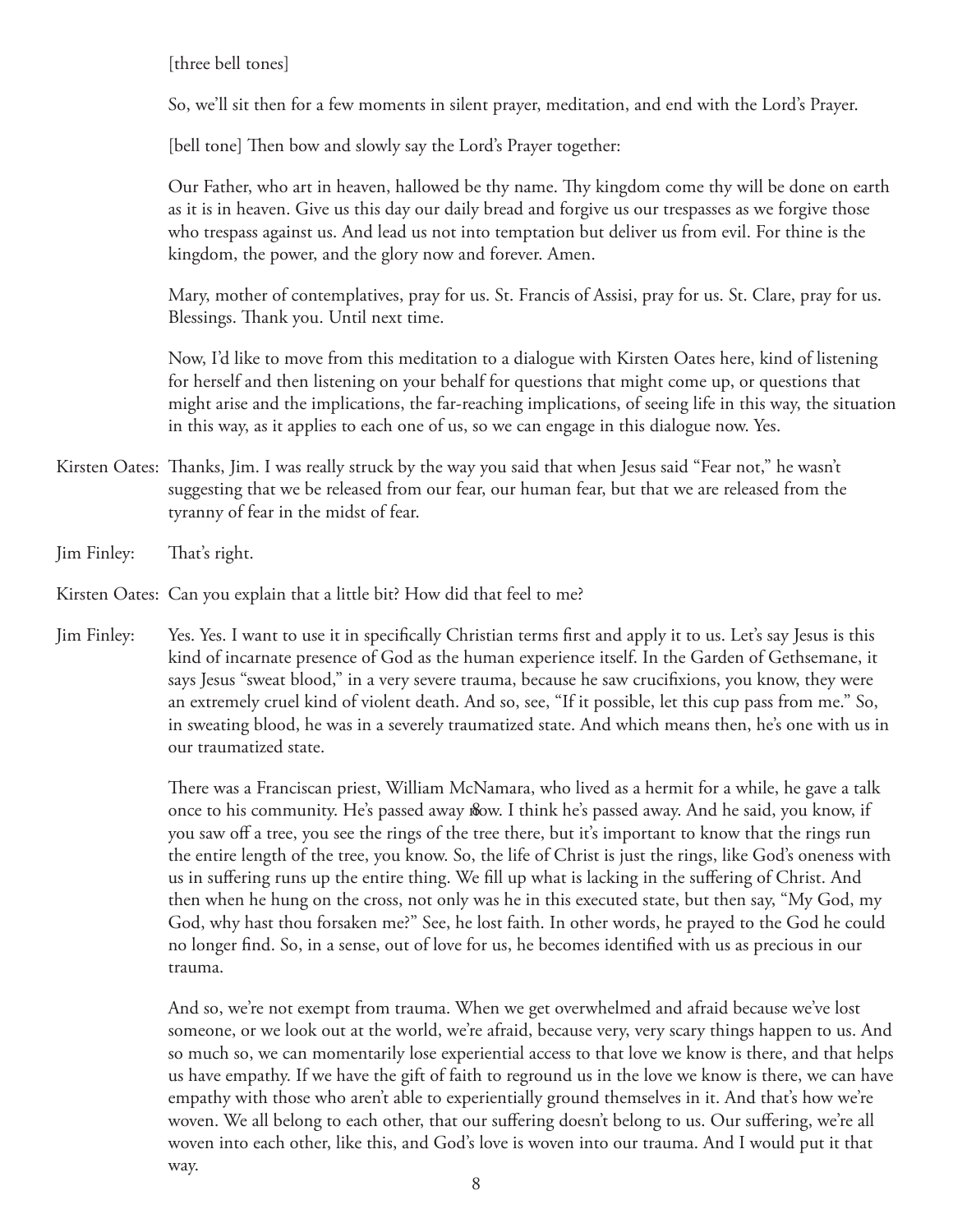[three bell tones]

So, we'll sit then for a few moments in silent prayer, meditation, and end with the Lord's Prayer.

[bell tone] Then bow and slowly say the Lord's Prayer together:

Our Father, who art in heaven, hallowed be thy name. Thy kingdom come thy will be done on earth as it is in heaven. Give us this day our daily bread and forgive us our trespasses as we forgive those who trespass against us. And lead us not into temptation but deliver us from evil. For thine is the kingdom, the power, and the glory now and forever. Amen.

Mary, mother of contemplatives, pray for us. St. Francis of Assisi, pray for us. St. Clare, pray for us. Blessings. Thank you. Until next time.

Now, I'd like to move from this meditation to a dialogue with Kirsten Oates here, kind of listening for herself and then listening on your behalf for questions that might come up, or questions that might arise and the implications, the far-reaching implications, of seeing life in this way, the situation in this way, as it applies to each one of us, so we can engage in this dialogue now. Yes.

Kirsten Oates: Thanks, Jim. I was really struck by the way you said that when Jesus said "Fear not," he wasn't suggesting that we be released from our fear, our human fear, but that we are released from the tyranny of fear in the midst of fear.

Jim Finley: That's right.

Kirsten Oates: Can you explain that a little bit? How did that feel to me?

Jim Finley: Yes. Yes. I want to use it in specifically Christian terms first and apply it to us. Let's say Jesus is this kind of incarnate presence of God as the human experience itself. In the Garden of Gethsemane, it says Jesus "sweat blood," in a very severe trauma, because he saw crucifixions, you know, they were an extremely cruel kind of violent death. And so, see, "If it possible, let this cup pass from me." So, in sweating blood, he was in a severely traumatized state. And which means then, he's one with us in our traumatized state.

There was a Franciscan priest, William McNamara, who lived as a hermit for a while, he gave a talk once to his community. He's passed away now. I think he's passed away. And he said, you know, if you saw off a tree, you see the rings of the tree there, but it's important to know that the rings run the entire length of the tree, you know. So, the life of Christ is just the rings, like God's oneness with us in suffering runs up the entire thing. We fill up what is lacking in the suffering of Christ. And then when he hung on the cross, not only was he in this executed state, but then say, "My God, my God, why hast thou forsaken me?" See, he lost faith. In other words, he prayed to the God he could no longer find. So, in a sense, out of love for us, he becomes identified with us as precious in our trauma.

And so, we're not exempt from trauma. When we get overwhelmed and afraid because we've lost someone, or we look out at the world, we're afraid, because very, very scary things happen to us. And so much so, we can momentarily lose experiential access to that love we know is there, and that helps us have empathy. If we have the gift of faith to reground us in the love we know is there, we can have empathy with those who aren't able to experientially ground themselves in it. And that's how we're woven. We all belong to each other, that our suffering doesn't belong to us. Our suffering, we're all woven into each other, like this, and God's love is woven into our trauma. And I would put it that way.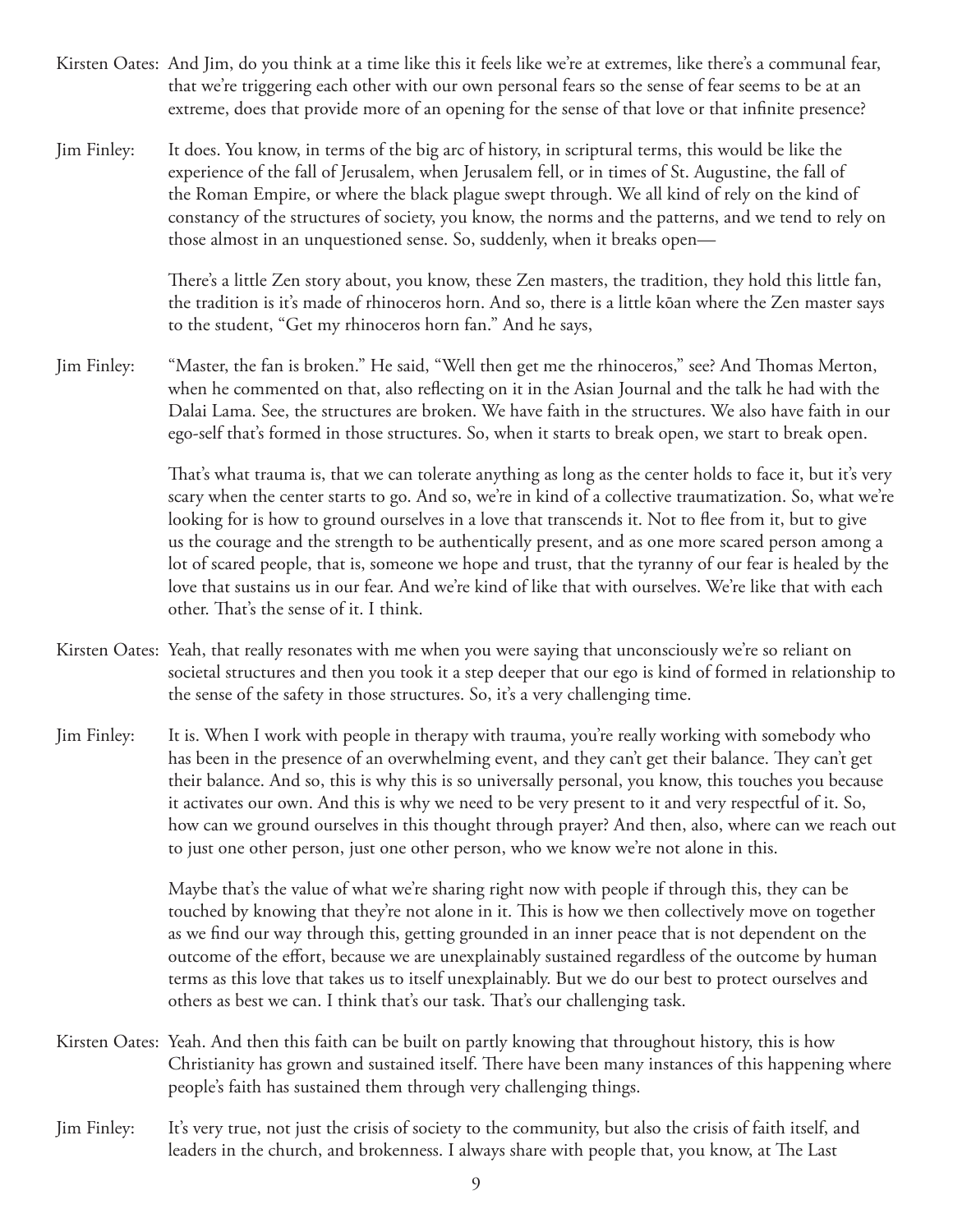Kirsten Oates: And Jim, do you think at a time like this it feels like we're at extremes, like there's a communal fear, that we're triggering each other with our own personal fears so the sense of fear seems to be at an extreme, does that provide more of an opening for the sense of that love or that infinite presence?

Jim Finley: It does. You know, in terms of the big arc of history, in scriptural terms, this would be like the experience of the fall of Jerusalem, when Jerusalem fell, or in times of St. Augustine, the fall of the Roman Empire, or where the black plague swept through. We all kind of rely on the kind of constancy of the structures of society, you know, the norms and the patterns, and we tend to rely on those almost in an unquestioned sense. So, suddenly, when it breaks open—

There's a little Zen story about, you know, these Zen masters, the tradition, they hold this little fan, the tradition is it's made of rhinoceros horn. And so, there is a little kōan where the Zen master says to the student, "Get my rhinoceros horn fan." And he says,

Jim Finley: "Master, the fan is broken." He said, "Well then get me the rhinoceros," see? And Thomas Merton, when he commented on that, also reflecting on it in the Asian Journal and the talk he had with the Dalai Lama. See, the structures are broken. We have faith in the structures. We also have faith in our ego-self that's formed in those structures. So, when it starts to break open, we start to break open.

That's what trauma is, that we can tolerate anything as long as the center holds to face it, but it's very scary when the center starts to go. And so, we're in kind of a collective traumatization. So, what we're looking for is how to ground ourselves in a love that transcends it. Not to flee from it, but to give us the courage and the strength to be authentically present, and as one more scared person among a lot of scared people, that is, someone we hope and trust, that the tyranny of our fear is healed by the love that sustains us in our fear. And we're kind of like that with ourselves. We're like that with each other. That's the sense of it. I think.

Kirsten Oates: Yeah, that really resonates with me when you were saying that unconsciously we're so reliant on societal structures and then you took it a step deeper that our ego is kind of formed in relationship to the sense of the safety in those structures. So, it's a very challenging time.

Jim Finley: It is. When I work with people in therapy with trauma, you're really working with somebody who has been in the presence of an overwhelming event, and they can't get their balance. They can't get their balance. And so, this is why this is so universally personal, you know, this touches you because it activates our own. And this is why we need to be very present to it and very respectful of it. So, how can we ground ourselves in this thought through prayer? And then, also, where can we reach out to just one other person, just one other person, who we know we're not alone in this.

Maybe that's the value of what we're sharing right now with people if through this, they can be touched by knowing that they're not alone in it. This is how we then collectively move on together as we find our way through this, getting grounded in an inner peace that is not dependent on the outcome of the effort, because we are unexplainably sustained regardless of the outcome by human terms as this love that takes us to itself unexplainably. But we do our best to protect ourselves and others as best we can. I think that's our task. That's our challenging task.

Kirsten Oates: Yeah. And then this faith can be built on partly knowing that throughout history, this is how Christianity has grown and sustained itself. There have been many instances of this happening where people's faith has sustained them through very challenging things.

Jim Finley: It's very true, not just the crisis of society to the community, but also the crisis of faith itself, and leaders in the church, and brokenness. I always share with people that, you know, at The Last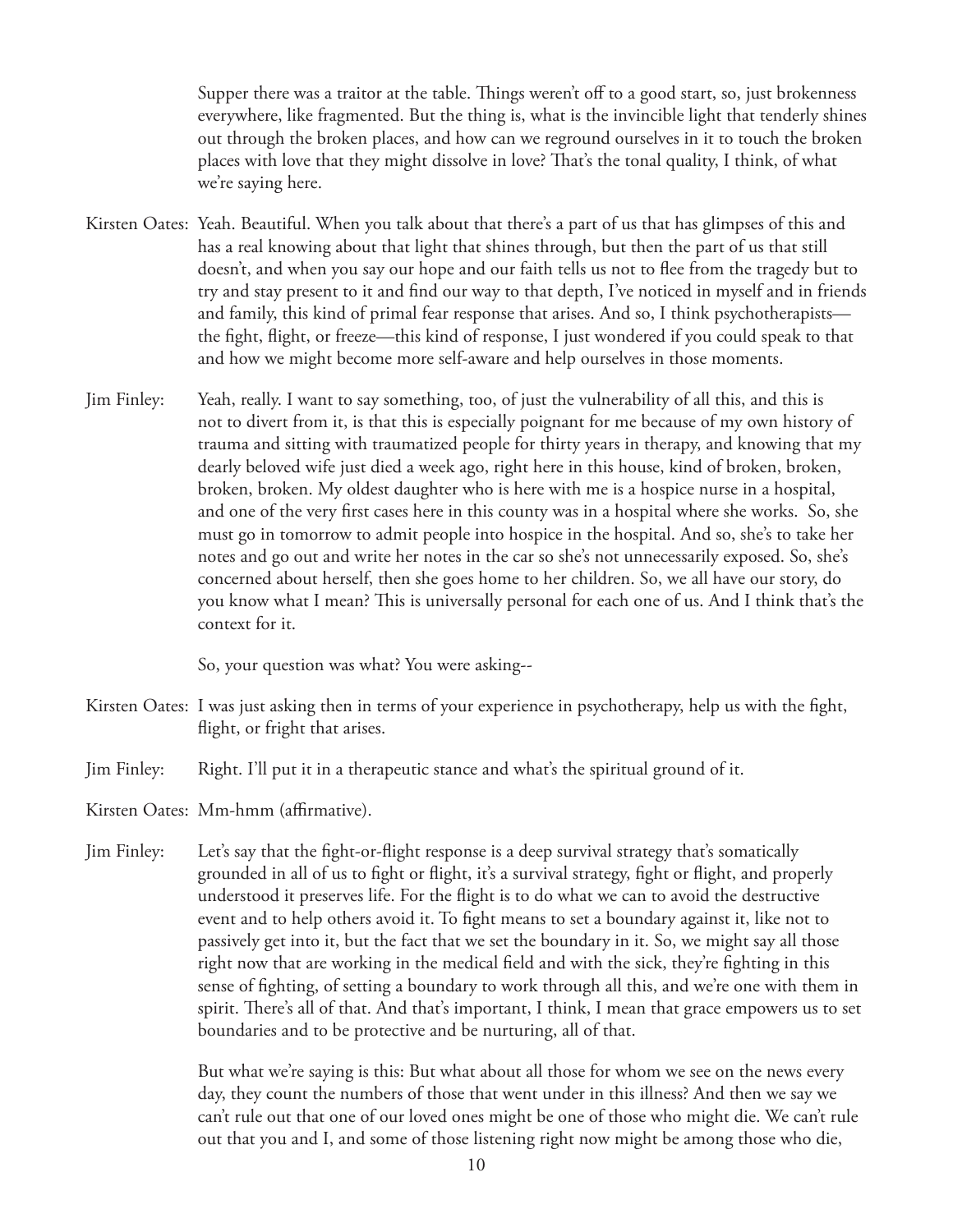Supper there was a traitor at the table. Things weren't off to a good start, so, just brokenness everywhere, like fragmented. But the thing is, what is the invincible light that tenderly shines out through the broken places, and how can we reground ourselves in it to touch the broken places with love that they might dissolve in love? That's the tonal quality, I think, of what we're saying here.

Kirsten Oates: Yeah. Beautiful. When you talk about that there's a part of us that has glimpses of this and has a real knowing about that light that shines through, but then the part of us that still doesn't, and when you say our hope and our faith tells us not to flee from the tragedy but to try and stay present to it and find our way to that depth, I've noticed in myself and in friends and family, this kind of primal fear response that arises. And so, I think psychotherapists—the fight, flight, or freeze—this kind of response, I just wondered if you could speak to that and how we might become more self-aware and help ourselves in those moments.

Jim Finley: Yeah, really. I want to say something, too, of just the vulnerability of all this, and this is not to divert from it, is that this is especially poignant for me because of my own history of trauma and sitting with traumatized people for thirty years in therapy, and knowing that my dearly beloved wife just died a week ago, right here in this house, kind of broken, broken, broken, broken. My oldest daughter who is here with me is a hospice nurse in a hospital, and one of the very first cases here in this county was in a hospital where she works. So, she must go in tomorrow to admit people into hospice in the hospital. And so, she's to take her notes and go out and write her notes in the car so she's not unnecessarily exposed. So, she's concerned about herself, then she goes home to her children. So, we all have our story, do you know what I mean? This is universally personal for each one of us. And I think that's the context for it.

So, your question was what? You were asking--

Kirsten Oates: I was just asking then in terms of your experience in psychotherapy, help us with the fight, flight, or fright that arises.

Jim Finley: Right. I'll put it in a therapeutic stance and what's the spiritual ground of it.

Kirsten Oates: Mm-hmm (affirmative).

Jim Finley: Let's say that the fight-or-flight response is a deep survival strategy that's somatically grounded in all of us to fight or flight, it's a survival strategy, fight or flight, and properly understood it preserves life. For the flight is to do what we can to avoid the destructive event and to help others avoid it. To fight means to set a boundary against it, like not to passively get into it, but the fact that we set the boundary in it. So, we might say all those right now that are working in the medical field and with the sick, they're fighting in this sense of fighting, of setting a boundary to work through all this, and we're one with them in spirit. There's all of that. And that's important, I think, I mean that grace empowers us to set boundaries and to be protective and be nurturing, all of that.

But what we're saying is this: But what about all those for whom we see on the news every day, they count the numbers of those that went under in this illness? And then we say we can't rule out that one of our loved ones might be one of those who might die. We can't rule out that you and I, and some of those listening right now might be among those who die,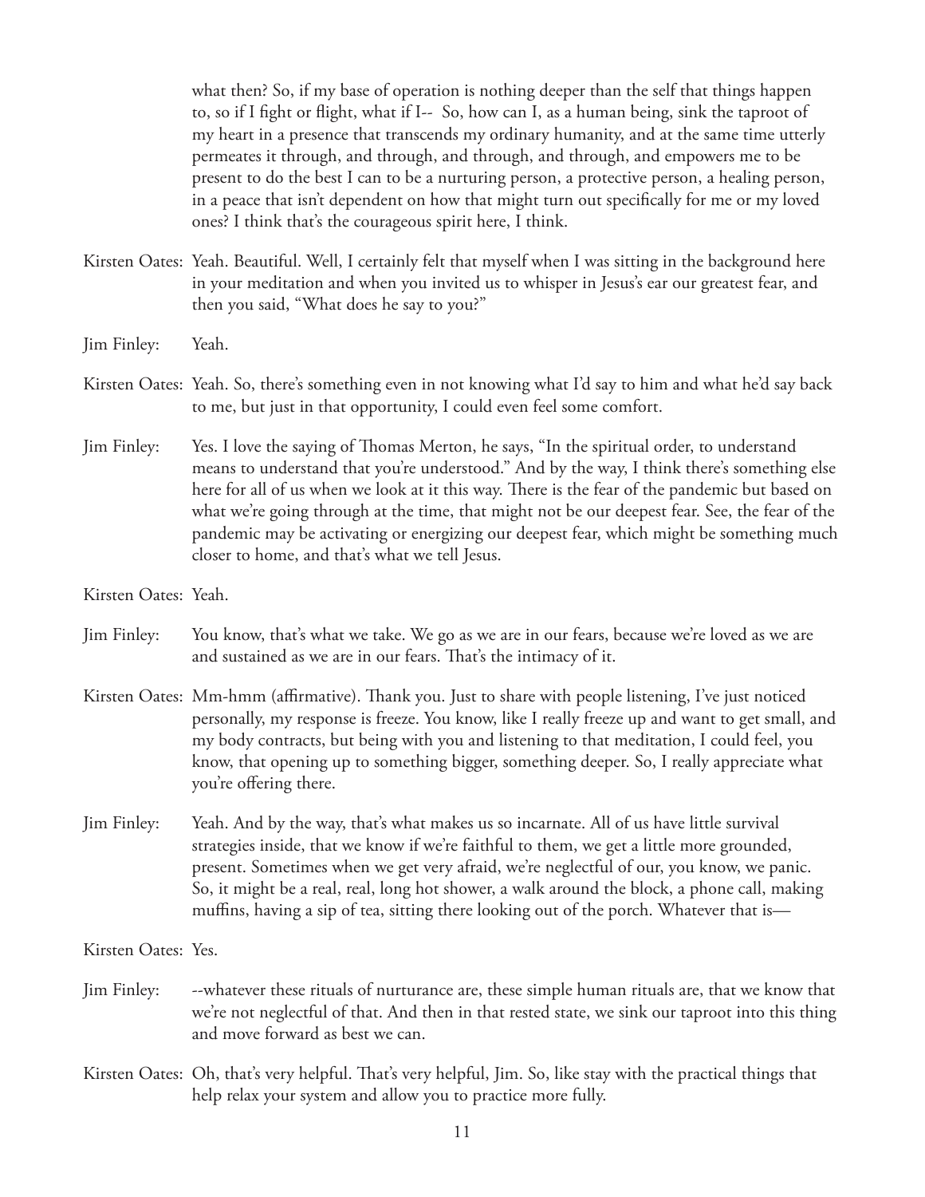what then? So, if my base of operation is nothing deeper than the self that things happen to, so if I fight or flight, what if I-- So, how can I, as a human being, sink the taproot of my heart in a presence that transcends my ordinary humanity, and at the same time utterly permeates it through, and through, and through, and through, and empowers me to be present to do the best I can to be a nurturing person, a protective person, a healing person, in a peace that isn't dependent on how that might turn out specifically for me or my loved ones? I think that's the courageous spirit here, I think.

Kirsten Oates: Yeah. Beautiful. Well, I certainly felt that myself when I was sitting in the background here in your meditation and when you invited us to whisper in Jesus's ear our greatest fear, and then you said, "What does he say to you?"

Jim Finley: Yeah.

Kirsten Oates: Yeah. So, there's something even in not knowing what I'd say to him and what he'd say back to me, but just in that opportunity, I could even feel some comfort.

Jim Finley: Yes. I love the saying of Thomas Merton, he says, "In the spiritual order, to understand means to understand that you're understood." And by the way, I think there's something else here for all of us when we look at it this way. There is the fear of the pandemic but based on what we're going through at the time, that might not be our deepest fear. See, the fear of the pandemic may be activating or energizing our deepest fear, which might be something much closer to home, and that's what we tell Jesus.

Kirsten Oates: Yeah.

Jim Finley: You know, that's what we take. We go as we are in our fears, because we're loved as we are and sustained as we are in our fears. That's the intimacy of it.

Kirsten Oates: Mm-hmm (affirmative). Thank you. Just to share with people listening, I've just noticed personally, my response is freeze. You know, like I really freeze up and want to get small, and my body contracts, but being with you and listening to that meditation, I could feel, you know, that opening up to something bigger, something deeper. So, I really appreciate what you're offering there.

Jim Finley: Yeah. And by the way, that's what makes us so incarnate. All of us have little survival strategies inside, that we know if we're faithful to them, we get a little more grounded, present. Sometimes when we get very afraid, we're neglectful of our, you know, we panic. So, it might be a real, real, long hot shower, a walk around the block, a phone call, making muffins, having a sip of tea, sitting there looking out of the porch. Whatever that is—

Kirsten Oates: Yes.

Jim Finley: --whatever these rituals of nurturance are, these simple human rituals are, that we know that we're not neglectful of that. And then in that rested state, we sink our taproot into this thing and move forward as best we can.

Kirsten Oates: Oh, that's very helpful. That's very helpful, Jim. So, like stay with the practical things that help relax your system and allow you to practice more fully.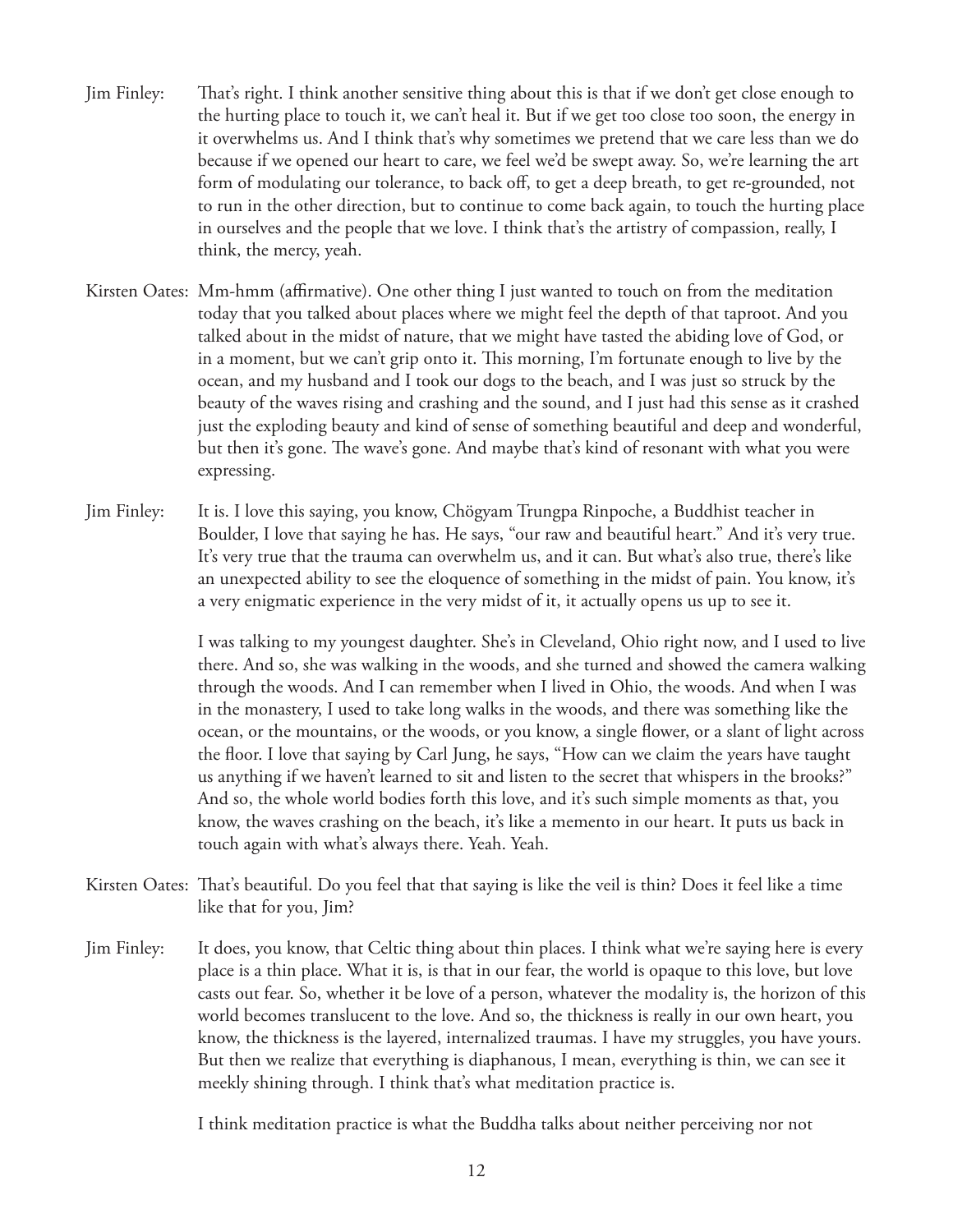Jim Finley: That's right. I think another sensitive thing about this is that if we don't get close enough to the hurting place to touch it, we can't heal it. But if we get too close too soon, the energy in it overwhelms us. And I think that's why sometimes we pretend that we care less than we do because if we opened our heart to care, we feel we'd be swept away. So, we're learning the art form of modulating our tolerance, to back off, to get a deep breath, to get re-grounded, not to run in the other direction, but to continue to come back again, to touch the hurting place in ourselves and the people that we love. I think that's the artistry of compassion, really, I think, the mercy, yeah.

Kirsten Oates: Mm-hmm (affirmative). One other thing I just wanted to touch on from the meditation today that you talked about places where we might feel the depth of that taproot. And you talked about in the midst of nature, that we might have tasted the abiding love of God, or in a moment, but we can't grip onto it. This morning, I'm fortunate enough to live by the ocean, and my husband and I took our dogs to the beach, and I was just so struck by the beauty of the waves rising and crashing and the sound, and I just had this sense as it crashed just the exploding beauty and kind of sense of something beautiful and deep and wonderful, but then it's gone. The wave's gone. And maybe that's kind of resonant with what you were expressing.

Jim Finley: It is. I love this saying, you know, Chögyam Trungpa Rinpoche, a Buddhist teacher in Boulder, I love that saying he has. He says, "our raw and beautiful heart." And it's very true. It's very true that the trauma can overwhelm us, and it can. But what's also true, there's like an unexpected ability to see the eloquence of something in the midst of pain. You know, it's a very enigmatic experience in the very midst of it, it actually opens us up to see it.

I was talking to my youngest daughter. She's in Cleveland, Ohio right now, and I used to live there. And so, she was walking in the woods, and she turned and showed the camera walking through the woods. And I can remember when I lived in Ohio, the woods. And when I was in the monastery, I used to take long walks in the woods, and there was something like the ocean, or the mountains, or the woods, or you know, a single flower, or a slant of light across the floor. I love that saying by Carl Jung, he says, "How can we claim the years have taught us anything if we haven't learned to sit and listen to the secret that whispers in the brooks?" And so, the whole world bodies forth this love, and it's such simple moments as that, you know, the waves crashing on the beach, it's like a memento in our heart. It puts us back in touch again with what's always there. Yeah. Yeah.

Kirsten Oates: That's beautiful. Do you feel that that saying is like the veil is thin? Does it feel like a time like that for you, Jim?

Jim Finley: It does, you know, that Celtic thing about thin places. I think what we're saying here is every place is a thin place. What it is, is that in our fear, the world is opaque to this love, but love casts out fear. So, whether it be love of a person, whatever the modality is, the horizon of this world becomes translucent to the love. And so, the thickness is really in our own heart, you know, the thickness is the layered, internalized traumas. I have my struggles, you have yours. But then we realize that everything is diaphanous, I mean, everything is thin, we can see it meekly shining through. I think that's what meditation practice is.

I think meditation practice is what the Buddha talks about neither perceiving nor not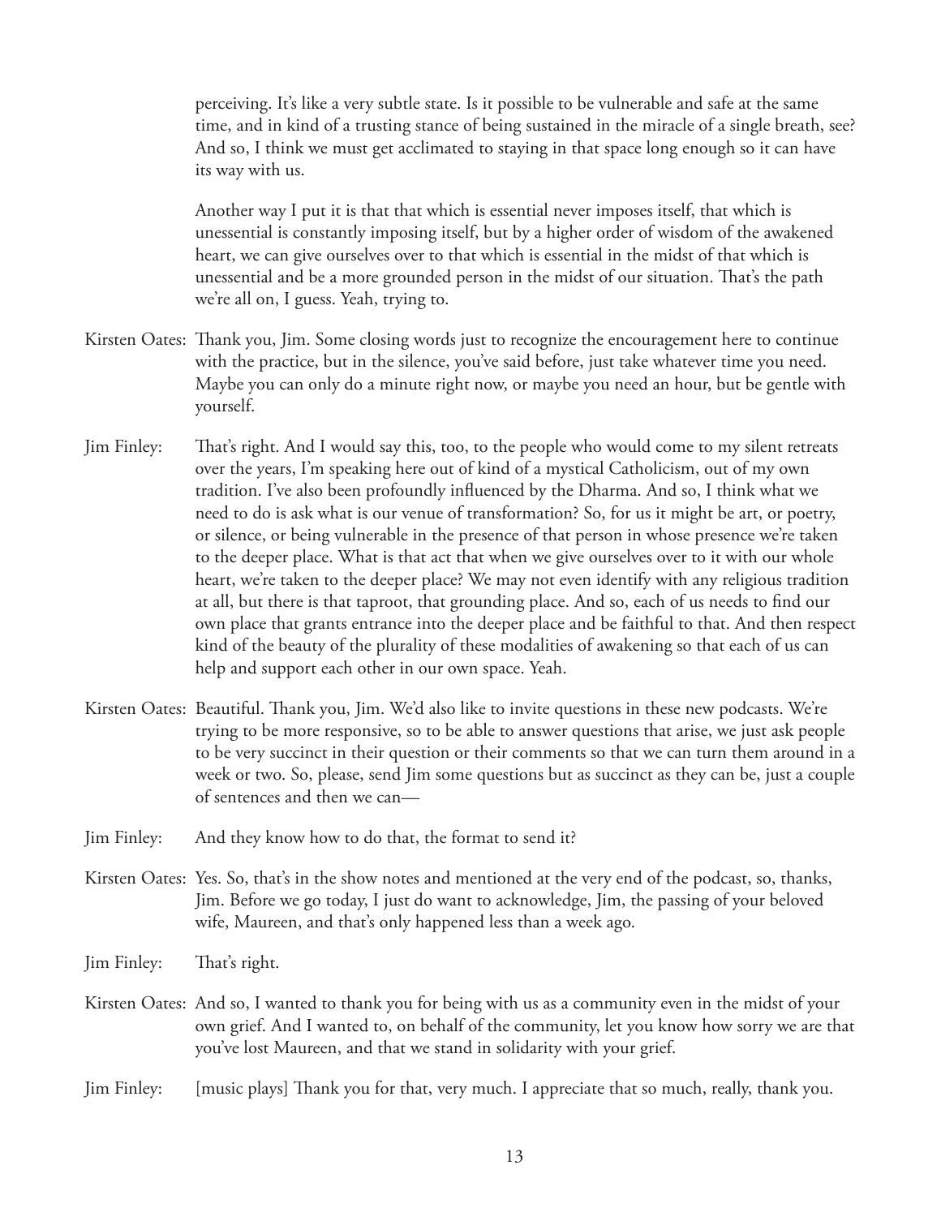perceiving. It's like a very subtle state. Is it possible to be vulnerable and safe at the same time, and in kind of a trusting stance of being sustained in the miracle of a single breath, see? And so, I think we must get acclimated to staying in that space long enough so it can have its way with us.

Another way I put it is that that which is essential never imposes itself, that which is unessential is constantly imposing itself, but by a higher order of wisdom of the awakened heart, we can give ourselves over to that which is essential in the midst of that which is unessential and be a more grounded person in the midst of our situation. That's the path we're all on, I guess. Yeah, trying to.

Kirsten Oates: Thank you, Jim. Some closing words just to recognize the encouragement here to continue with the practice, but in the silence, you've said before, just take whatever time you need. Maybe you can only do a minute right now, or maybe you need an hour, but be gentle with yourself.

Jim Finley: That's right. And I would say this, too, to the people who would come to my silent retreats over the years, I'm speaking here out of kind of a mystical Catholicism, out of my own tradition. I've also been profoundly influenced by the Dharma. And so, I think what we need to do is ask what is our venue of transformation? So, for us it might be art, or poetry, or silence, or being vulnerable in the presence of that person in whose presence we're taken to the deeper place. What is that act that when we give ourselves over to it with our whole heart, we're taken to the deeper place? We may not even identify with any religious tradition at all, but there is that taproot, that grounding place. And so, each of us needs to find our own place that grants entrance into the deeper place and be faithful to that. And then respect kind of the beauty of the plurality of these modalities of awakening so that each of us can help and support each other in our own space. Yeah.

Kirsten Oates: Beautiful. Thank you, Jim. We'd also like to invite questions in these new podcasts. We're trying to be more responsive, so to be able to answer questions that arise, we just ask people to be very succinct in their question or their comments so that we can turn them around in a week or two. So, please, send Jim some questions but as succinct as they can be, just a couple of sentences and then we can—

Jim Finley: And they know how to do that, the format to send it?

Kirsten Oates: Yes. So, that's in the show notes and mentioned at the very end of the podcast, so, thanks, Jim. Before we go today, I just do want to acknowledge, Jim, the passing of your beloved wife, Maureen, and that's only happened less than a week ago.

Jim Finley: That's right.

Kirsten Oates: And so, I wanted to thank you for being with us as a community even in the midst of your own grief. And I wanted to, on behalf of the community, let you know how sorry we are that you've lost Maureen, and that we stand in solidarity with your grief.

Jim Finley: [music plays] Thank you for that, very much. I appreciate that so much, really, thank you.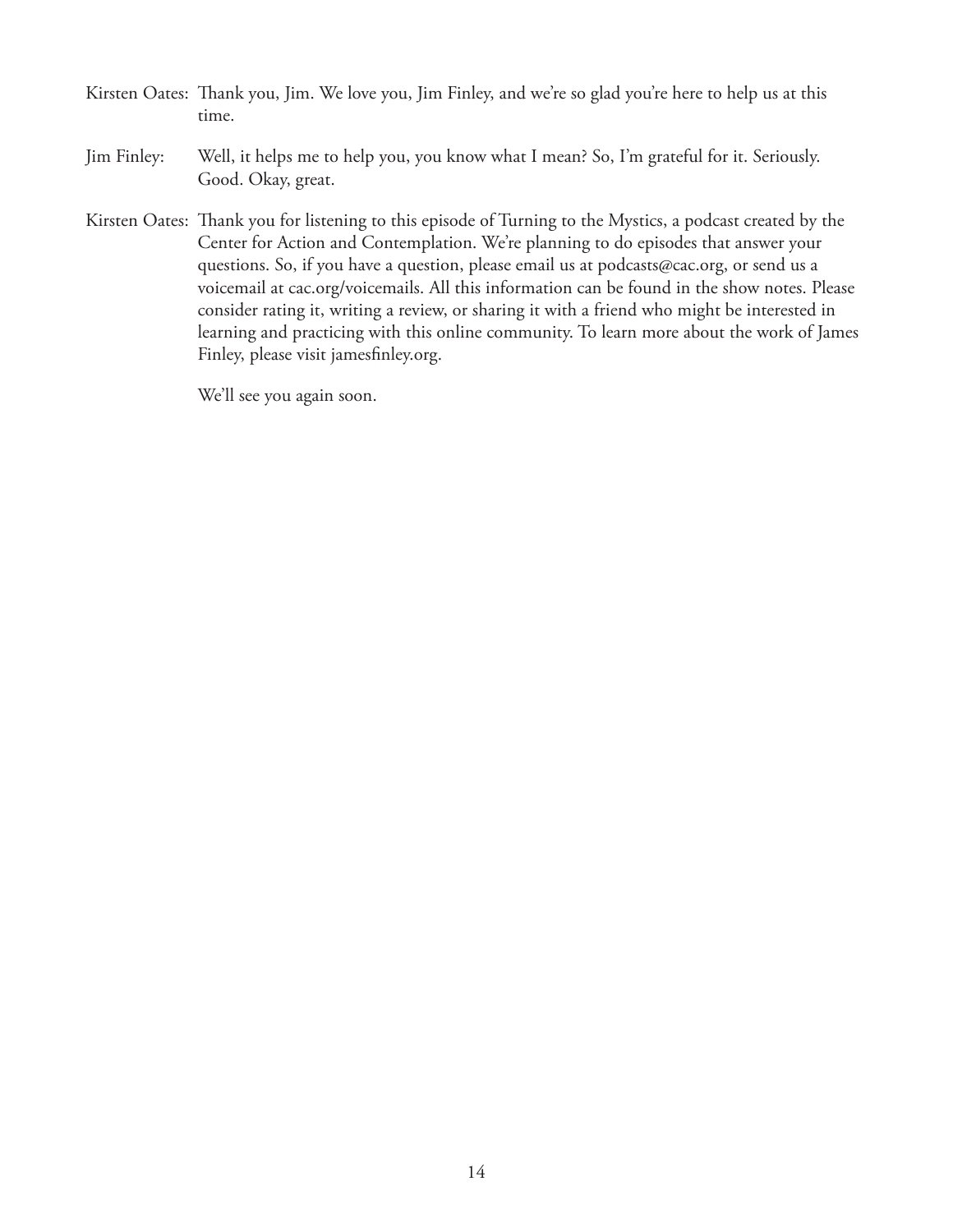Kirsten Oates: Thank you, Jim. We love you, Jim Finley, and we're so glad you're here to help us at this time.

Jim Finley: Well, it helps me to help you, you know what I mean? So, I'm grateful for it. Seriously. Good. Okay, great.

Kirsten Oates: Thank you for listening to this episode of Turning to the Mystics, a podcast created by the Center for Action and Contemplation. We're planning to do episodes that answer your questions. So, if you have a question, please email us at podcasts@cac.org, or send us a voicemail at cac.org/voicemails. All this information can be found in the show notes. Please consider rating it, writing a review, or sharing it with a friend who might be interested in learning and practicing with this online community. To learn more about the work of James Finley, please visit jamesfinley.org.

We'll see you again soon.